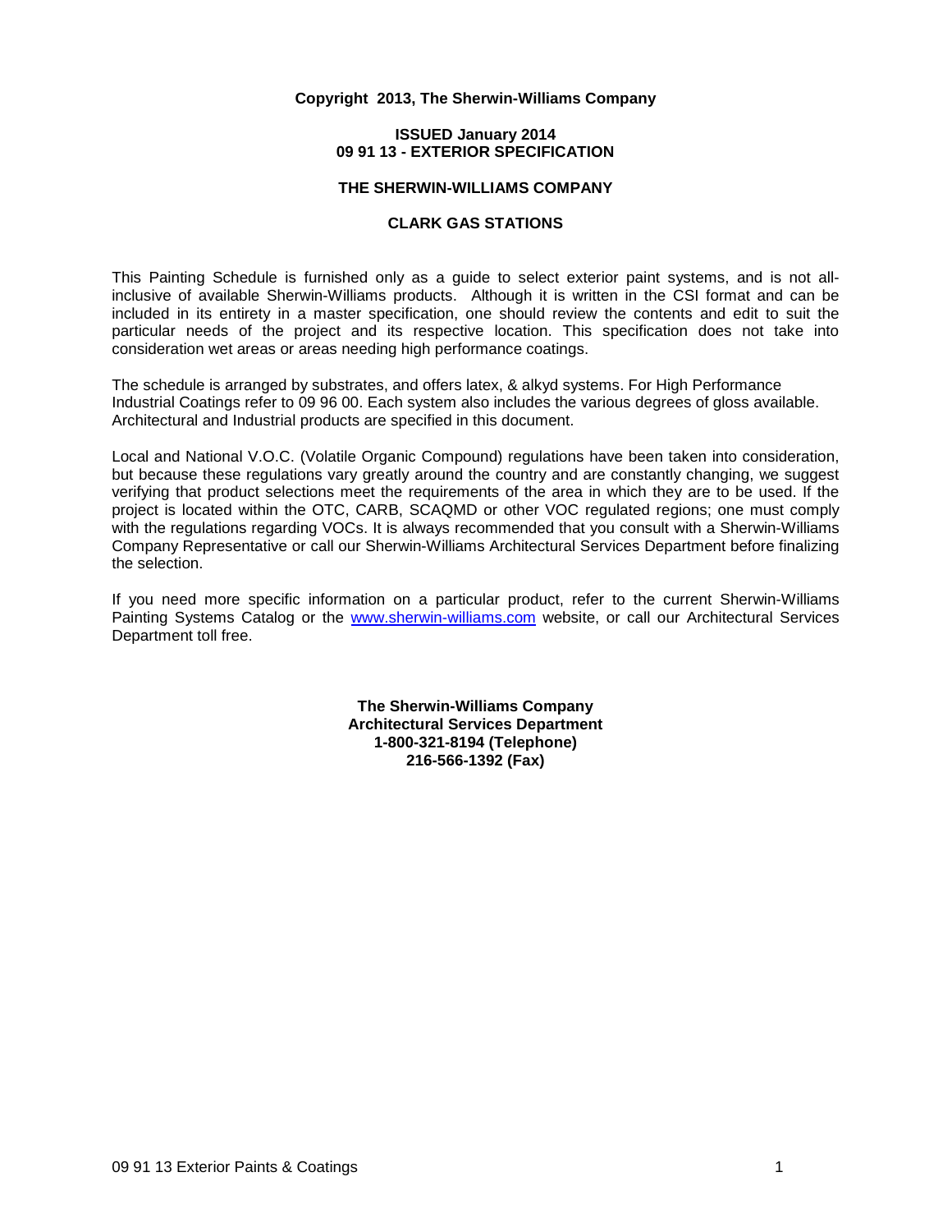**Copyright 2013, The Sherwin-Williams Company**

**ISSUED January 2014**
**09 91 13 - EXTERIOR SPECIFICATION**

**THE SHERWIN-WILLIAMS COMPANY**

**CLARK GAS STATIONS**

This Painting Schedule is furnished only as a guide to select exterior paint systems, and is not all-inclusive of available Sherwin-Williams products. Although it is written in the CSI format and can be included in its entirety in a master specification, one should review the contents and edit to suit the particular needs of the project and its respective location. This specification does not take into consideration wet areas or areas needing high performance coatings.

The schedule is arranged by substrates, and offers latex, & alkyd systems. For High Performance Industrial Coatings refer to 09 96 00. Each system also includes the various degrees of gloss available. Architectural and Industrial products are specified in this document.

Local and National V.O.C. (Volatile Organic Compound) regulations have been taken into consideration, but because these regulations vary greatly around the country and are constantly changing, we suggest verifying that product selections meet the requirements of the area in which they are to be used. If the project is located within the OTC, CARB, SCAQMD or other VOC regulated regions; one must comply with the regulations regarding VOCs. It is always recommended that you consult with a Sherwin-Williams Company Representative or call our Sherwin-Williams Architectural Services Department before finalizing the selection.

If you need more specific information on a particular product, refer to the current Sherwin-Williams Painting Systems Catalog or the [www.sherwin-williams.com](http://www.sherwin-williams.com) website, or call our Architectural Services Department toll free.

**The Sherwin-Williams Company**
**Architectural Services Department**
**1-800-321-8194 (Telephone)**
**216-566-1392 (Fax)**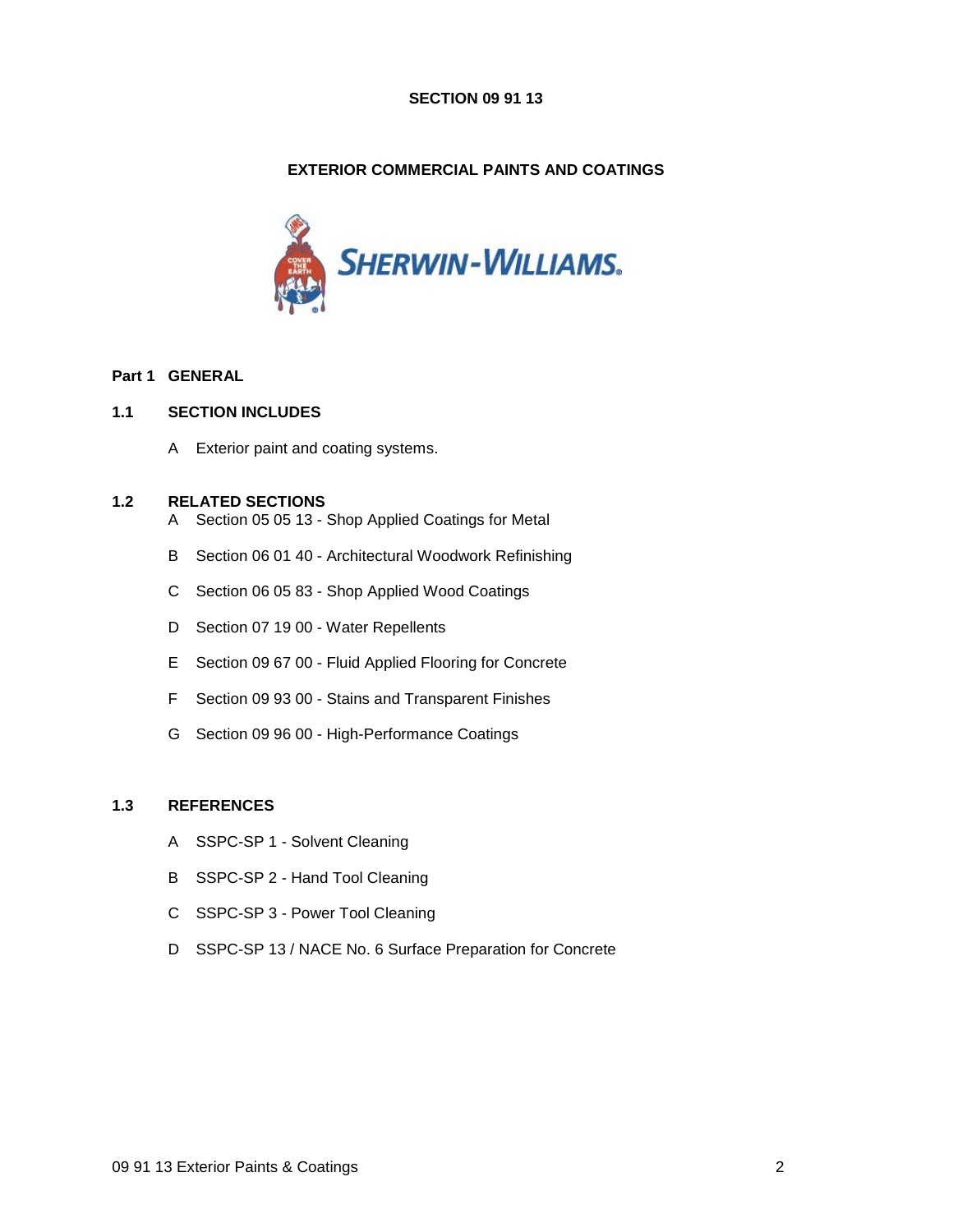# SECTION 09 91 13

## EXTERIOR COMMERCIAL PAINTS AND COATINGS

## Part 1 GENERAL

### 1.1 SECTION INCLUDES

A Exterior paint and coating systems.

### 1.2 RELATED SECTIONS

A Section 05 05 13 - Shop Applied Coatings for Metal

B Section 06 01 40 - Architectural Woodwork Refinishing

C Section 06 05 83 - Shop Applied Wood Coatings

D Section 07 19 00 - Water Repellents

E Section 09 67 00 - Fluid Applied Flooring for Concrete

F Section 09 93 00 - Stains and Transparent Finishes

G Section 09 96 00 - High-Performance Coatings

### 1.3 REFERENCES

A SSPC-SP 1 - Solvent Cleaning

B SSPC-SP 2 - Hand Tool Cleaning

C SSPC-SP 3 - Power Tool Cleaning

D SSPC-SP 13 / NACE No. 6 Surface Preparation for Concrete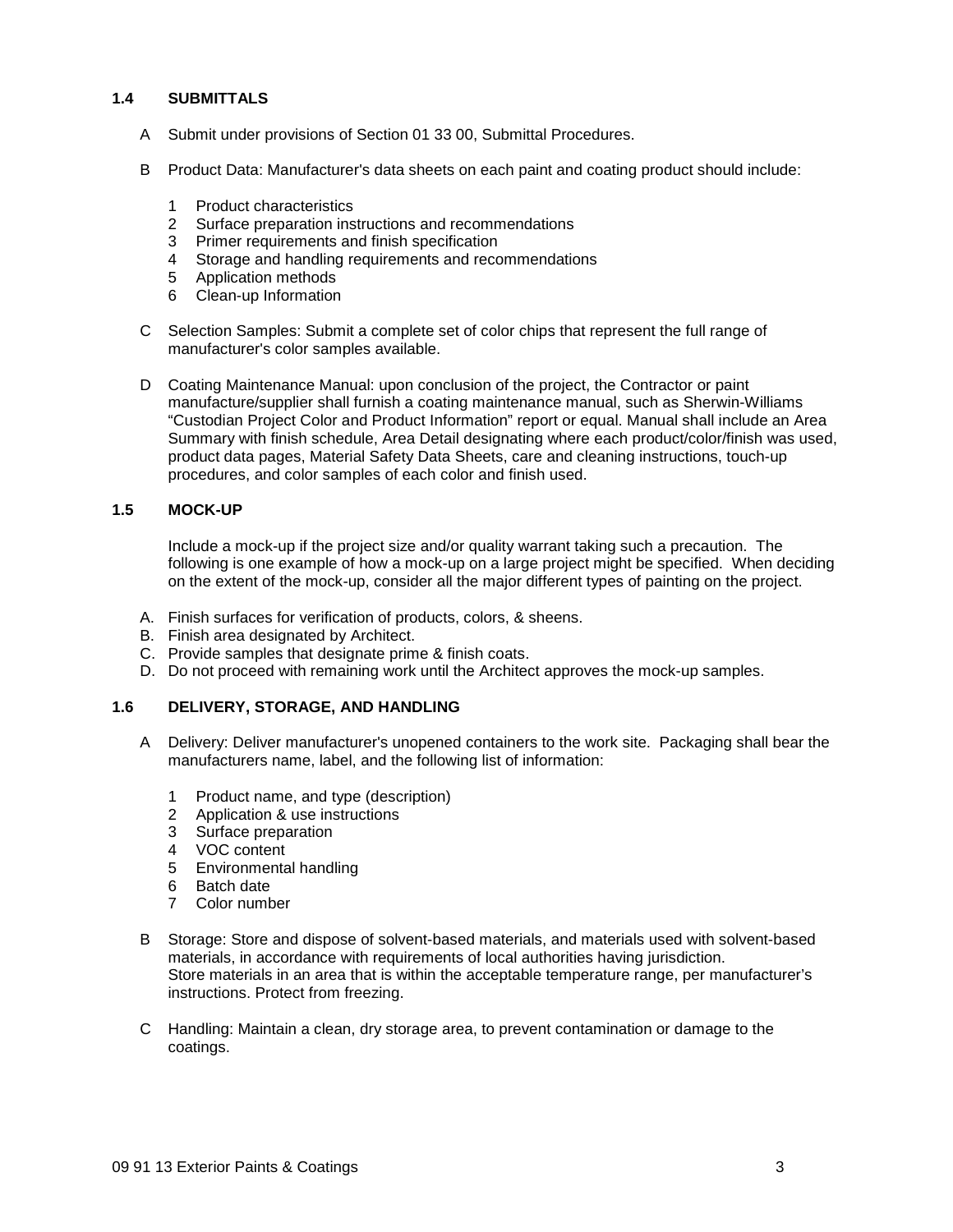### 1.4 SUBMITTALS

A Submit under provisions of Section 01 33 00, Submittal Procedures.

B Product Data: Manufacturer's data sheets on each paint and coating product should include:

1 Product characteristics
2 Surface preparation instructions and recommendations
3 Primer requirements and finish specification
4 Storage and handling requirements and recommendations
5 Application methods
6 Clean-up Information

C Selection Samples: Submit a complete set of color chips that represent the full range of manufacturer's color samples available.

D Coating Maintenance Manual: upon conclusion of the project, the Contractor or paint manufacture/supplier shall furnish a coating maintenance manual, such as Sherwin-Williams “Custodian Project Color and Product Information” report or equal. Manual shall include an Area Summary with finish schedule, Area Detail designating where each product/color/finish was used, product data pages, Material Safety Data Sheets, care and cleaning instructions, touch-up procedures, and color samples of each color and finish used.

### 1.5 MOCK-UP

Include a mock-up if the project size and/or quality warrant taking such a precaution. The following is one example of how a mock-up on a large project might be specified. When deciding on the extent of the mock-up, consider all the major different types of painting on the project.

A. Finish surfaces for verification of products, colors, & sheens.
B. Finish area designated by Architect.
C. Provide samples that designate prime & finish coats.
D. Do not proceed with remaining work until the Architect approves the mock-up samples.

### 1.6 DELIVERY, STORAGE, AND HANDLING

A Delivery: Deliver manufacturer's unopened containers to the work site. Packaging shall bear the manufacturers name, label, and the following list of information:

1 Product name, and type (description)
2 Application & use instructions
3 Surface preparation
4 VOC content
5 Environmental handling
6 Batch date
7 Color number

B Storage: Store and dispose of solvent-based materials, and materials used with solvent-based materials, in accordance with requirements of local authorities having jurisdiction.
Store materials in an area that is within the acceptable temperature range, per manufacturer’s instructions. Protect from freezing.

C Handling: Maintain a clean, dry storage area, to prevent contamination or damage to the coatings.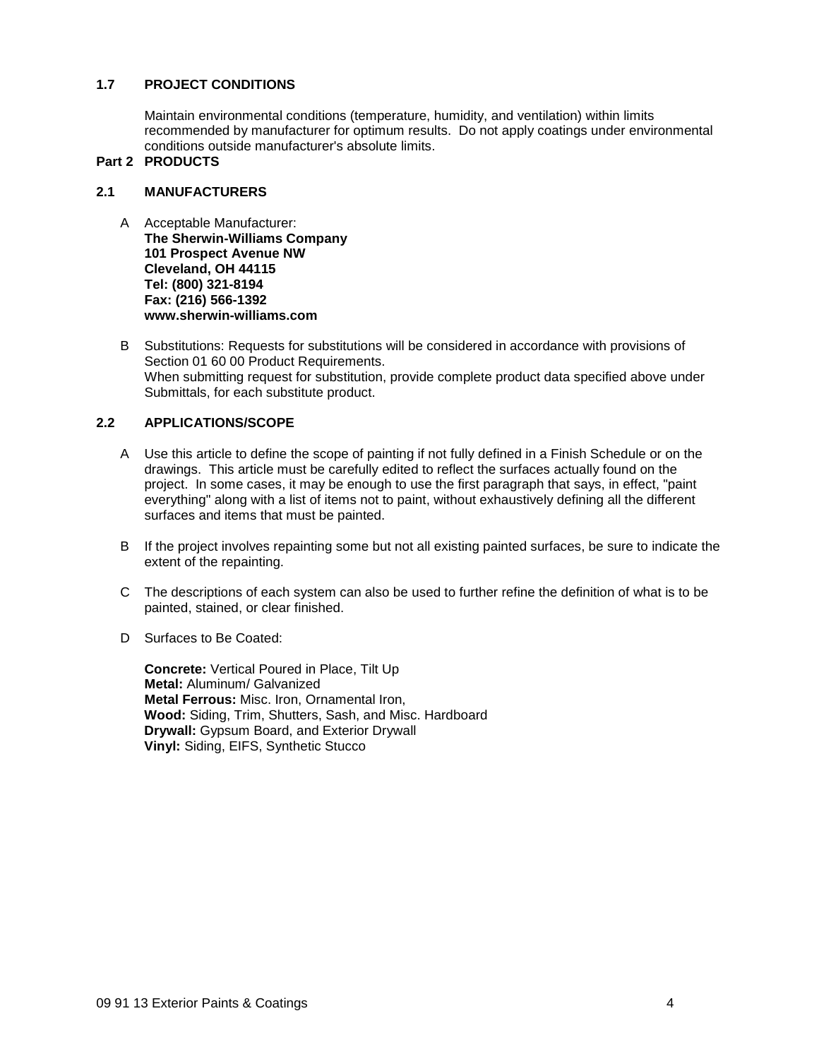### 1.7 PROJECT CONDITIONS

Maintain environmental conditions (temperature, humidity, and ventilation) within limits recommended by manufacturer for optimum results. Do not apply coatings under environmental conditions outside manufacturer's absolute limits.

## Part 2 PRODUCTS

### 2.1 MANUFACTURERS

A Acceptable Manufacturer:
**The Sherwin-Williams Company**
**101 Prospect Avenue NW**
**Cleveland, OH 44115**
**Tel: (800) 321-8194**
**Fax: (216) 566-1392**
**www.sherwin-williams.com**

B Substitutions: Requests for substitutions will be considered in accordance with provisions of Section 01 60 00 Product Requirements.
When submitting request for substitution, provide complete product data specified above under Submittals, for each substitute product.

### 2.2 APPLICATIONS/SCOPE

A Use this article to define the scope of painting if not fully defined in a Finish Schedule or on the drawings. This article must be carefully edited to reflect the surfaces actually found on the project. In some cases, it may be enough to use the first paragraph that says, in effect, "paint everything" along with a list of items not to paint, without exhaustively defining all the different surfaces and items that must be painted.

B If the project involves repainting some but not all existing painted surfaces, be sure to indicate the extent of the repainting.

C The descriptions of each system can also be used to further refine the definition of what is to be painted, stained, or clear finished.

D Surfaces to Be Coated:

**Concrete:** Vertical Poured in Place, Tilt Up
**Metal:** Aluminum/ Galvanized
**Metal Ferrous:** Misc. Iron, Ornamental Iron,
**Wood:** Siding, Trim, Shutters, Sash, and Misc. Hardboard
**Drywall:** Gypsum Board, and Exterior Drywall
**Vinyl:** Siding, EIFS, Synthetic Stucco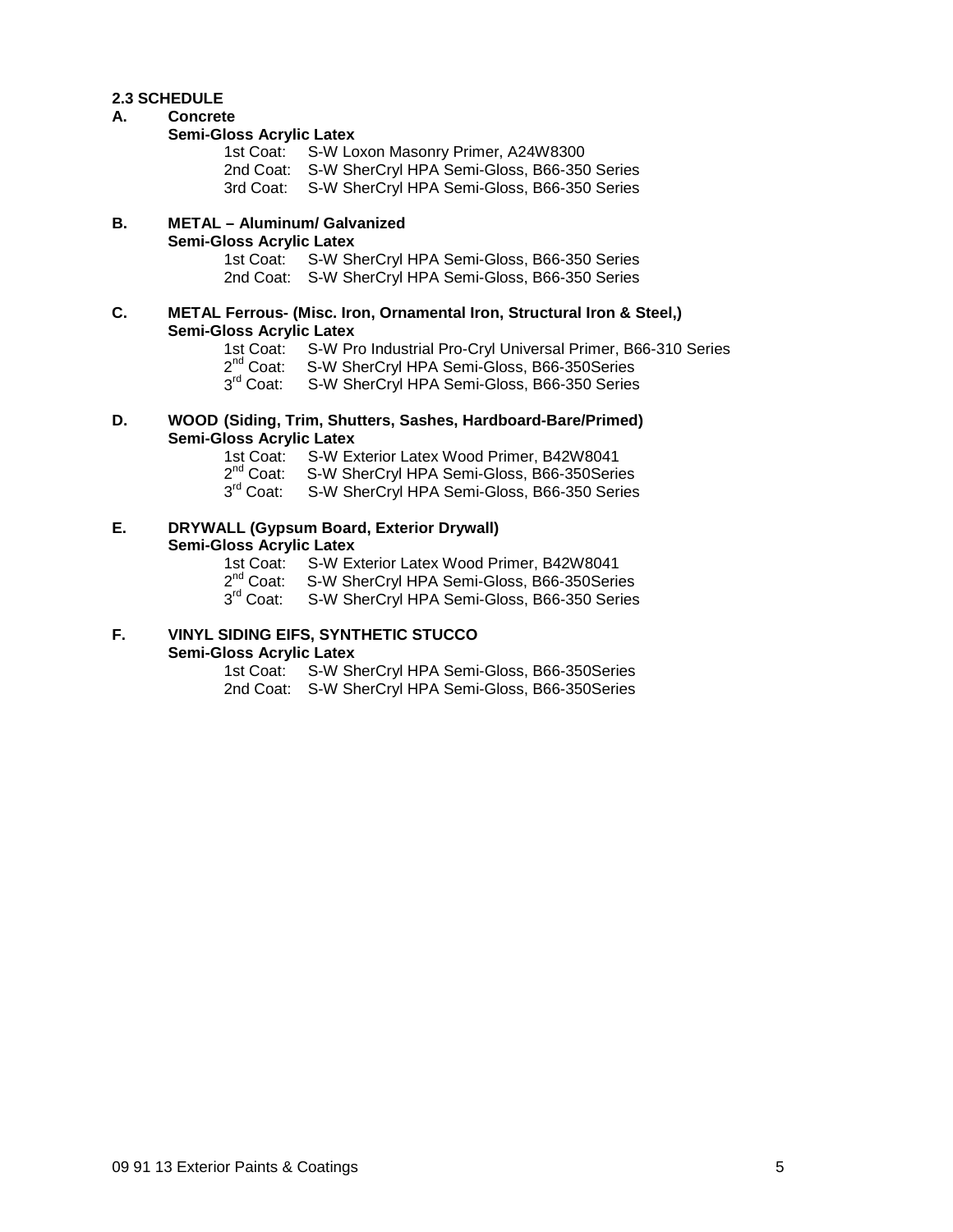**2.3 SCHEDULE**

**A. Concrete**

**Semi-Gloss Acrylic Latex**

1st Coat: S-W Loxon Masonry Primer, A24W8300
2nd Coat: S-W SherCryl HPA Semi-Gloss, B66-350 Series
3rd Coat: S-W SherCryl HPA Semi-Gloss, B66-350 Series

**B. METAL – Aluminum/ Galvanized**

**Semi-Gloss Acrylic Latex**

1st Coat: S-W SherCryl HPA Semi-Gloss, B66-350 Series
2nd Coat: S-W SherCryl HPA Semi-Gloss, B66-350 Series

**C. METAL Ferrous- (Misc. Iron, Ornamental Iron, Structural Iron & Steel,)**

**Semi-Gloss Acrylic Latex**

1st Coat: S-W Pro Industrial Pro-Cryl Universal Primer, B66-310 Series
2nd Coat: S-W SherCryl HPA Semi-Gloss, B66-350Series
3rd Coat: S-W SherCryl HPA Semi-Gloss, B66-350 Series

**D. WOOD (Siding, Trim, Shutters, Sashes, Hardboard-Bare/Primed)**

**Semi-Gloss Acrylic Latex**

1st Coat: S-W Exterior Latex Wood Primer, B42W8041
2nd Coat: S-W SherCryl HPA Semi-Gloss, B66-350Series
3rd Coat: S-W SherCryl HPA Semi-Gloss, B66-350 Series

**E. DRYWALL (Gypsum Board, Exterior Drywall)**

**Semi-Gloss Acrylic Latex**

1st Coat: S-W Exterior Latex Wood Primer, B42W8041
2nd Coat: S-W SherCryl HPA Semi-Gloss, B66-350Series
3rd Coat: S-W SherCryl HPA Semi-Gloss, B66-350 Series

**F. VINYL SIDING EIFS, SYNTHETIC STUCCO**

**Semi-Gloss Acrylic Latex**

1st Coat: S-W SherCryl HPA Semi-Gloss, B66-350Series
2nd Coat: S-W SherCryl HPA Semi-Gloss, B66-350Series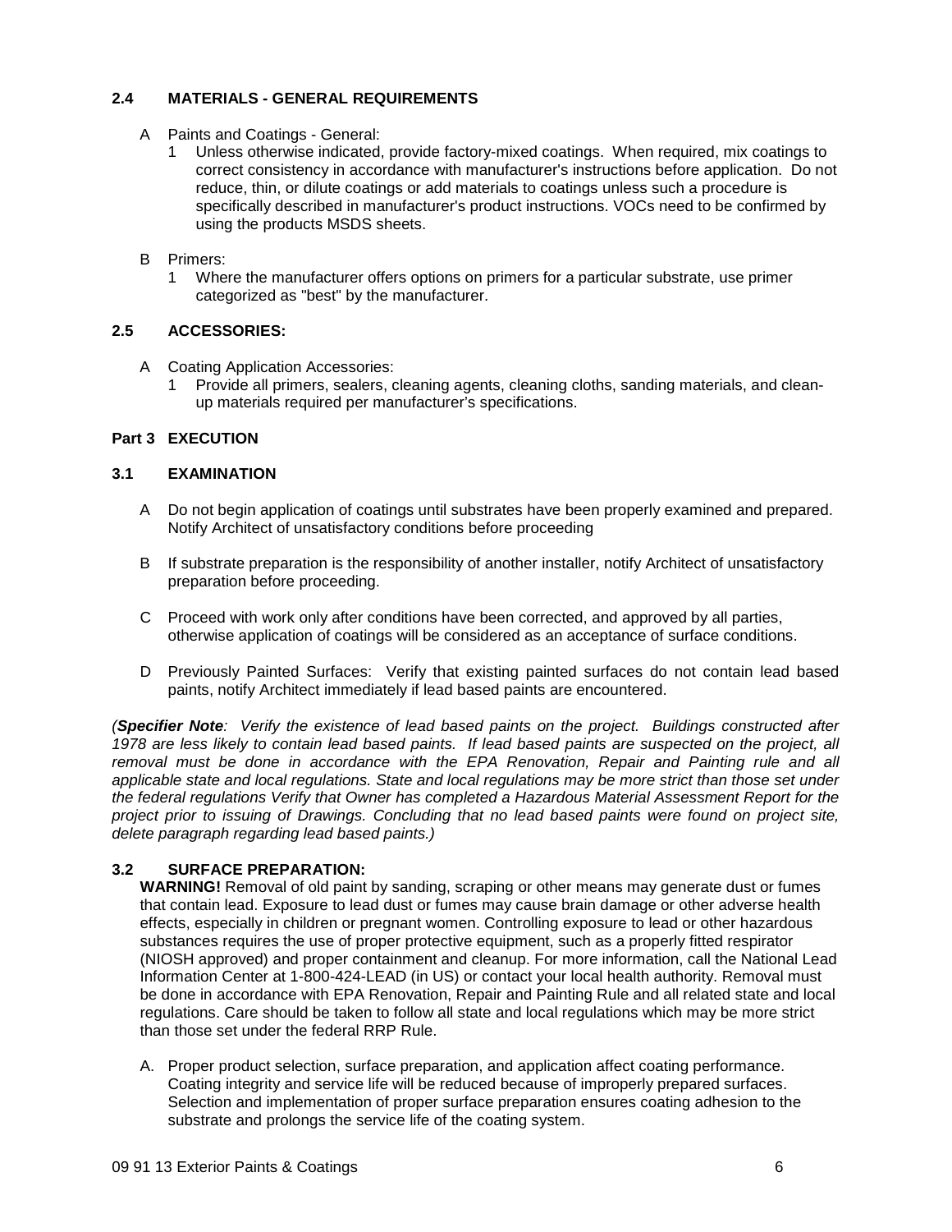### 2.4 MATERIALS - GENERAL REQUIREMENTS

A Paints and Coatings - General:

1 Unless otherwise indicated, provide factory-mixed coatings. When required, mix coatings to correct consistency in accordance with manufacturer's instructions before application. Do not reduce, thin, or dilute coatings or add materials to coatings unless such a procedure is specifically described in manufacturer's product instructions. VOCs need to be confirmed by using the products MSDS sheets.

B Primers:

1 Where the manufacturer offers options on primers for a particular substrate, use primer categorized as "best" by the manufacturer.

### 2.5 ACCESSORIES:

A Coating Application Accessories:

1 Provide all primers, sealers, cleaning agents, cleaning cloths, sanding materials, and clean-up materials required per manufacturer's specifications.

## Part 3 EXECUTION

### 3.1 EXAMINATION

A Do not begin application of coatings until substrates have been properly examined and prepared. Notify Architect of unsatisfactory conditions before proceeding

B If substrate preparation is the responsibility of another installer, notify Architect of unsatisfactory preparation before proceeding.

C Proceed with work only after conditions have been corrected, and approved by all parties, otherwise application of coatings will be considered as an acceptance of surface conditions.

D Previously Painted Surfaces: Verify that existing painted surfaces do not contain lead based paints, notify Architect immediately if lead based paints are encountered.

*(**Specifier Note**: Verify the existence of lead based paints on the project. Buildings constructed after 1978 are less likely to contain lead based paints. If lead based paints are suspected on the project, all removal must be done in accordance with the EPA Renovation, Repair and Painting rule and all applicable state and local regulations. State and local regulations may be more strict than those set under the federal regulations Verify that Owner has completed a Hazardous Material Assessment Report for the project prior to issuing of Drawings. Concluding that no lead based paints were found on project site, delete paragraph regarding lead based paints.)*

### 3.2 SURFACE PREPARATION:

**WARNING!** Removal of old paint by sanding, scraping or other means may generate dust or fumes that contain lead. Exposure to lead dust or fumes may cause brain damage or other adverse health effects, especially in children or pregnant women. Controlling exposure to lead or other hazardous substances requires the use of proper protective equipment, such as a properly fitted respirator (NIOSH approved) and proper containment and cleanup. For more information, call the National Lead Information Center at 1-800-424-LEAD (in US) or contact your local health authority. Removal must be done in accordance with EPA Renovation, Repair and Painting Rule and all related state and local regulations. Care should be taken to follow all state and local regulations which may be more strict than those set under the federal RRP Rule.

A. Proper product selection, surface preparation, and application affect coating performance. Coating integrity and service life will be reduced because of improperly prepared surfaces. Selection and implementation of proper surface preparation ensures coating adhesion to the substrate and prolongs the service life of the coating system.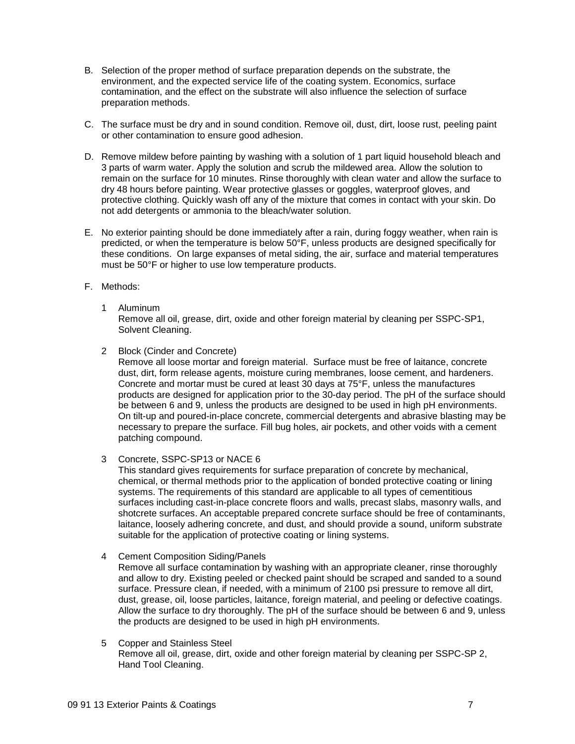B. Selection of the proper method of surface preparation depends on the substrate, the environment, and the expected service life of the coating system. Economics, surface contamination, and the effect on the substrate will also influence the selection of surface preparation methods.

C. The surface must be dry and in sound condition. Remove oil, dust, dirt, loose rust, peeling paint or other contamination to ensure good adhesion.

D. Remove mildew before painting by washing with a solution of 1 part liquid household bleach and 3 parts of warm water. Apply the solution and scrub the mildewed area. Allow the solution to remain on the surface for 10 minutes. Rinse thoroughly with clean water and allow the surface to dry 48 hours before painting. Wear protective glasses or goggles, waterproof gloves, and protective clothing. Quickly wash off any of the mixture that comes in contact with your skin. Do not add detergents or ammonia to the bleach/water solution.

E. No exterior painting should be done immediately after a rain, during foggy weather, when rain is predicted, or when the temperature is below 50°F, unless products are designed specifically for these conditions. On large expanses of metal siding, the air, surface and material temperatures must be 50°F or higher to use low temperature products.

F. Methods:

1 Aluminum
Remove all oil, grease, dirt, oxide and other foreign material by cleaning per SSPC-SP1, Solvent Cleaning.

2 Block (Cinder and Concrete)
Remove all loose mortar and foreign material. Surface must be free of laitance, concrete dust, dirt, form release agents, moisture curing membranes, loose cement, and hardeners. Concrete and mortar must be cured at least 30 days at 75°F, unless the manufactures products are designed for application prior to the 30-day period. The pH of the surface should be between 6 and 9, unless the products are designed to be used in high pH environments. On tilt-up and poured-in-place concrete, commercial detergents and abrasive blasting may be necessary to prepare the surface. Fill bug holes, air pockets, and other voids with a cement patching compound.

3 Concrete, SSPC-SP13 or NACE 6
This standard gives requirements for surface preparation of concrete by mechanical, chemical, or thermal methods prior to the application of bonded protective coating or lining systems. The requirements of this standard are applicable to all types of cementitious surfaces including cast-in-place concrete floors and walls, precast slabs, masonry walls, and shotcrete surfaces. An acceptable prepared concrete surface should be free of contaminants, laitance, loosely adhering concrete, and dust, and should provide a sound, uniform substrate suitable for the application of protective coating or lining systems.

4 Cement Composition Siding/Panels
Remove all surface contamination by washing with an appropriate cleaner, rinse thoroughly and allow to dry. Existing peeled or checked paint should be scraped and sanded to a sound surface. Pressure clean, if needed, with a minimum of 2100 psi pressure to remove all dirt, dust, grease, oil, loose particles, laitance, foreign material, and peeling or defective coatings. Allow the surface to dry thoroughly. The pH of the surface should be between 6 and 9, unless the products are designed to be used in high pH environments.

5 Copper and Stainless Steel
Remove all oil, grease, dirt, oxide and other foreign material by cleaning per SSPC-SP 2, Hand Tool Cleaning.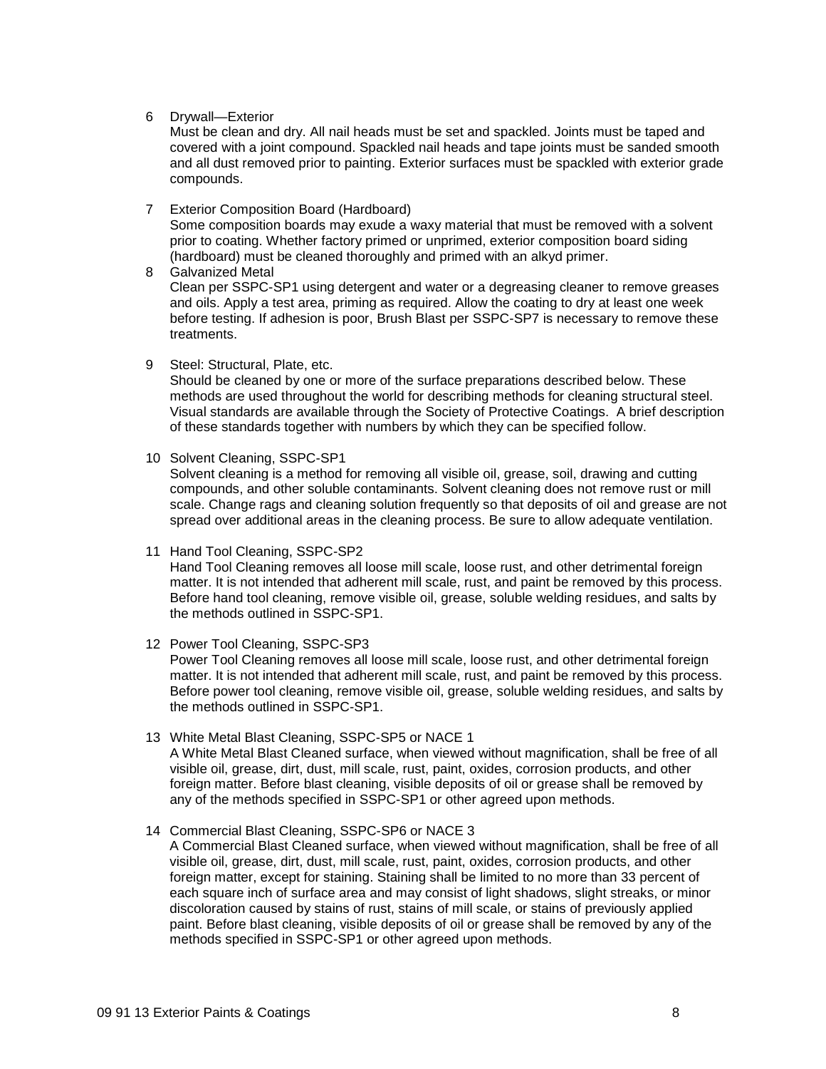6 Drywall—Exterior

Must be clean and dry. All nail heads must be set and spackled. Joints must be taped and covered with a joint compound. Spackled nail heads and tape joints must be sanded smooth and all dust removed prior to painting. Exterior surfaces must be spackled with exterior grade compounds.

7 Exterior Composition Board (Hardboard)

Some composition boards may exude a waxy material that must be removed with a solvent prior to coating. Whether factory primed or unprimed, exterior composition board siding (hardboard) must be cleaned thoroughly and primed with an alkyd primer.

8 Galvanized Metal

Clean per SSPC-SP1 using detergent and water or a degreasing cleaner to remove greases and oils. Apply a test area, priming as required. Allow the coating to dry at least one week before testing. If adhesion is poor, Brush Blast per SSPC-SP7 is necessary to remove these treatments.

9 Steel: Structural, Plate, etc.

Should be cleaned by one or more of the surface preparations described below. These methods are used throughout the world for describing methods for cleaning structural steel. Visual standards are available through the Society of Protective Coatings. A brief description of these standards together with numbers by which they can be specified follow.

10 Solvent Cleaning, SSPC-SP1

Solvent cleaning is a method for removing all visible oil, grease, soil, drawing and cutting compounds, and other soluble contaminants. Solvent cleaning does not remove rust or mill scale. Change rags and cleaning solution frequently so that deposits of oil and grease are not spread over additional areas in the cleaning process. Be sure to allow adequate ventilation.

11 Hand Tool Cleaning, SSPC-SP2

Hand Tool Cleaning removes all loose mill scale, loose rust, and other detrimental foreign matter. It is not intended that adherent mill scale, rust, and paint be removed by this process. Before hand tool cleaning, remove visible oil, grease, soluble welding residues, and salts by the methods outlined in SSPC-SP1.

12 Power Tool Cleaning, SSPC-SP3

Power Tool Cleaning removes all loose mill scale, loose rust, and other detrimental foreign matter. It is not intended that adherent mill scale, rust, and paint be removed by this process. Before power tool cleaning, remove visible oil, grease, soluble welding residues, and salts by the methods outlined in SSPC-SP1.

13 White Metal Blast Cleaning, SSPC-SP5 or NACE 1

A White Metal Blast Cleaned surface, when viewed without magnification, shall be free of all visible oil, grease, dirt, dust, mill scale, rust, paint, oxides, corrosion products, and other foreign matter. Before blast cleaning, visible deposits of oil or grease shall be removed by any of the methods specified in SSPC-SP1 or other agreed upon methods.

14 Commercial Blast Cleaning, SSPC-SP6 or NACE 3

A Commercial Blast Cleaned surface, when viewed without magnification, shall be free of all visible oil, grease, dirt, dust, mill scale, rust, paint, oxides, corrosion products, and other foreign matter, except for staining. Staining shall be limited to no more than 33 percent of each square inch of surface area and may consist of light shadows, slight streaks, or minor discoloration caused by stains of rust, stains of mill scale, or stains of previously applied paint. Before blast cleaning, visible deposits of oil or grease shall be removed by any of the methods specified in SSPC-SP1 or other agreed upon methods.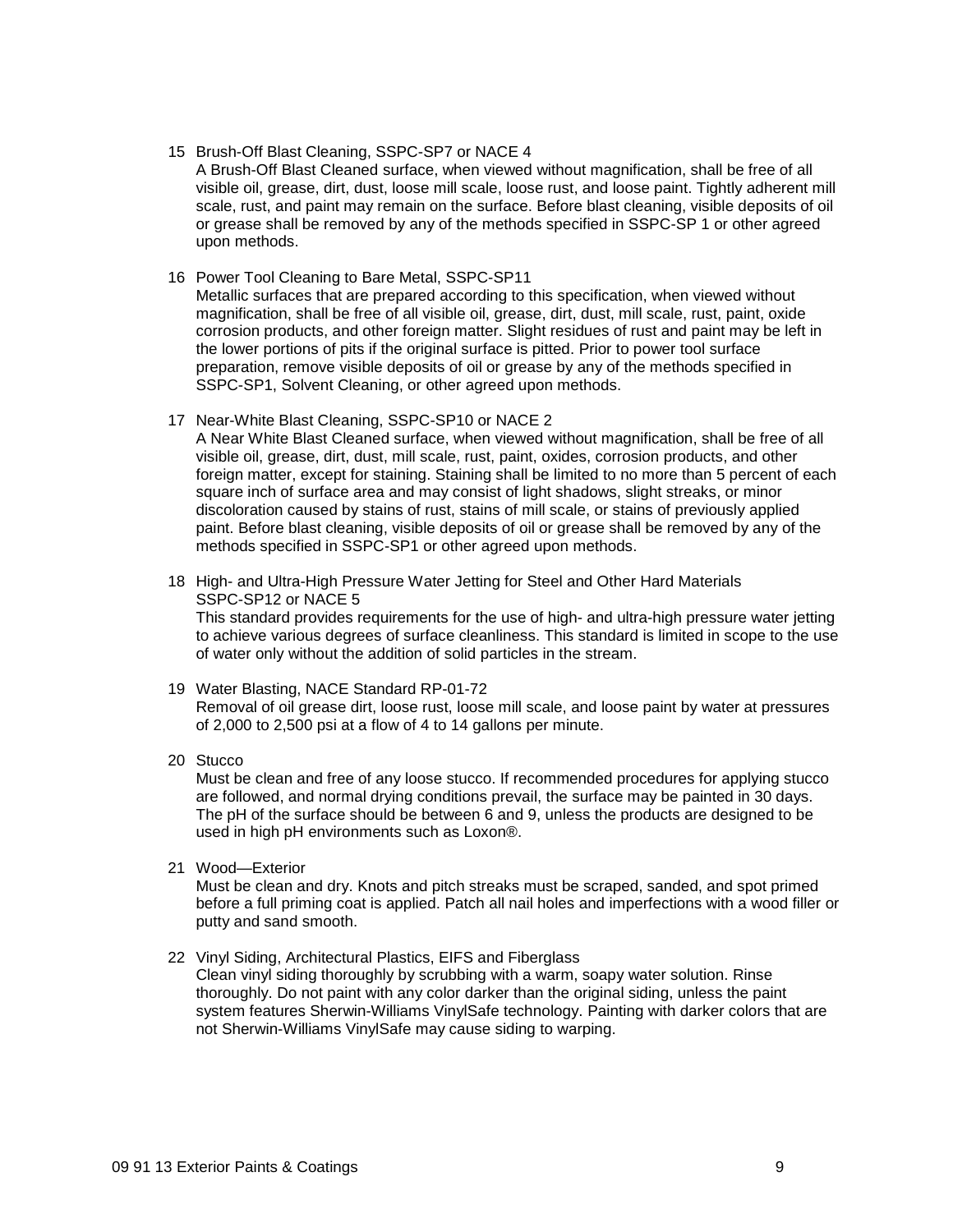15 Brush-Off Blast Cleaning, SSPC-SP7 or NACE 4
A Brush-Off Blast Cleaned surface, when viewed without magnification, shall be free of all visible oil, grease, dirt, dust, loose mill scale, loose rust, and loose paint. Tightly adherent mill scale, rust, and paint may remain on the surface. Before blast cleaning, visible deposits of oil or grease shall be removed by any of the methods specified in SSPC-SP 1 or other agreed upon methods.

16 Power Tool Cleaning to Bare Metal, SSPC-SP11
Metallic surfaces that are prepared according to this specification, when viewed without magnification, shall be free of all visible oil, grease, dirt, dust, mill scale, rust, paint, oxide corrosion products, and other foreign matter. Slight residues of rust and paint may be left in the lower portions of pits if the original surface is pitted. Prior to power tool surface preparation, remove visible deposits of oil or grease by any of the methods specified in SSPC-SP1, Solvent Cleaning, or other agreed upon methods.

17 Near-White Blast Cleaning, SSPC-SP10 or NACE 2
A Near White Blast Cleaned surface, when viewed without magnification, shall be free of all visible oil, grease, dirt, dust, mill scale, rust, paint, oxides, corrosion products, and other foreign matter, except for staining. Staining shall be limited to no more than 5 percent of each square inch of surface area and may consist of light shadows, slight streaks, or minor discoloration caused by stains of rust, stains of mill scale, or stains of previously applied paint. Before blast cleaning, visible deposits of oil or grease shall be removed by any of the methods specified in SSPC-SP1 or other agreed upon methods.

18 High- and Ultra-High Pressure Water Jetting for Steel and Other Hard Materials SSPC-SP12 or NACE 5
This standard provides requirements for the use of high- and ultra-high pressure water jetting to achieve various degrees of surface cleanliness. This standard is limited in scope to the use of water only without the addition of solid particles in the stream.

19 Water Blasting, NACE Standard RP-01-72
Removal of oil grease dirt, loose rust, loose mill scale, and loose paint by water at pressures of 2,000 to 2,500 psi at a flow of 4 to 14 gallons per minute.

20 Stucco
Must be clean and free of any loose stucco. If recommended procedures for applying stucco are followed, and normal drying conditions prevail, the surface may be painted in 30 days. The pH of the surface should be between 6 and 9, unless the products are designed to be used in high pH environments such as Loxon®.

21 Wood—Exterior
Must be clean and dry. Knots and pitch streaks must be scraped, sanded, and spot primed before a full priming coat is applied. Patch all nail holes and imperfections with a wood filler or putty and sand smooth.

22 Vinyl Siding, Architectural Plastics, EIFS and Fiberglass
Clean vinyl siding thoroughly by scrubbing with a warm, soapy water solution. Rinse thoroughly. Do not paint with any color darker than the original siding, unless the paint system features Sherwin-Williams VinylSafe technology. Painting with darker colors that are not Sherwin-Williams VinylSafe may cause siding to warping.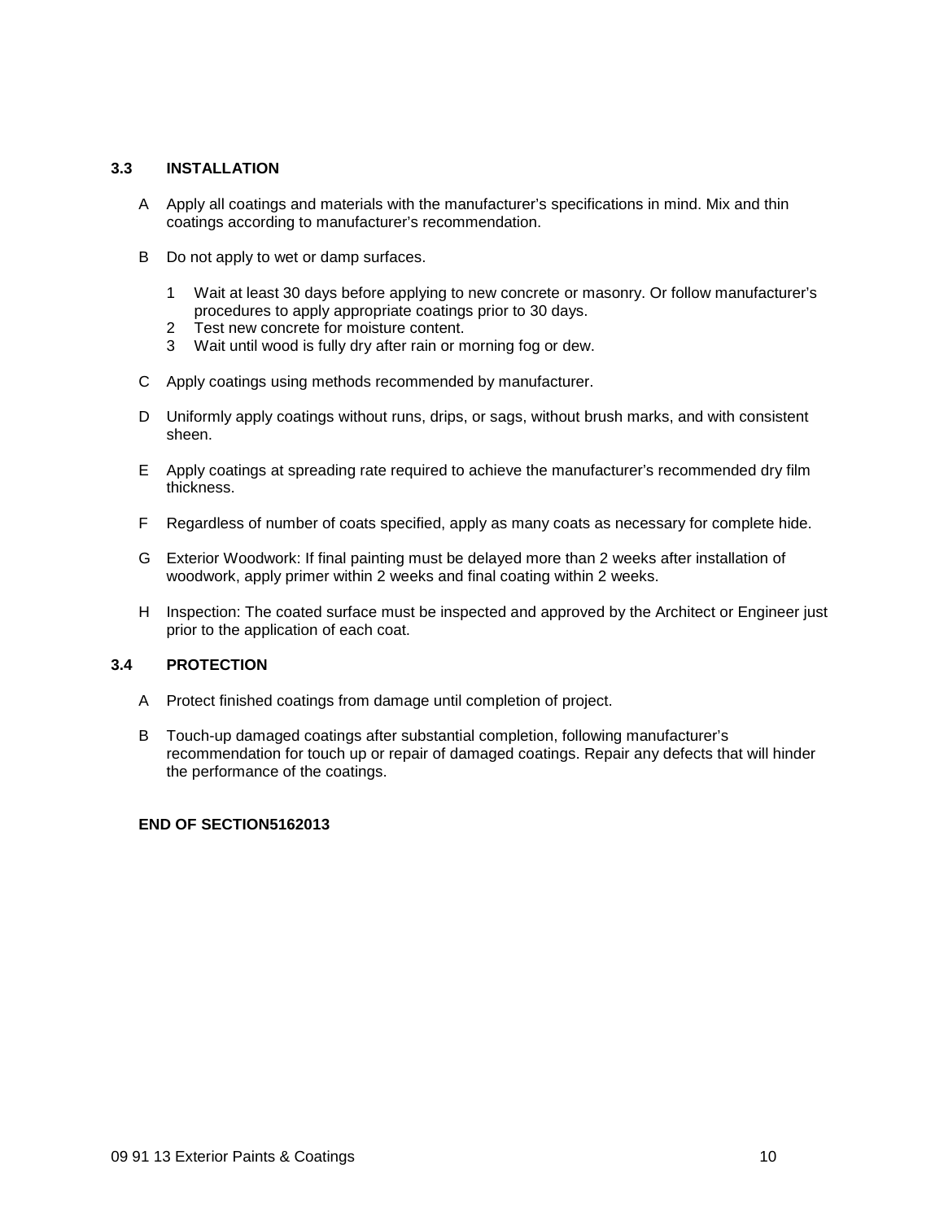### 3.3 INSTALLATION

A Apply all coatings and materials with the manufacturer's specifications in mind. Mix and thin coatings according to manufacturer's recommendation.

B Do not apply to wet or damp surfaces.

1. Wait at least 30 days before applying to new concrete or masonry. Or follow manufacturer's procedures to apply appropriate coatings prior to 30 days.
2. Test new concrete for moisture content.
3. Wait until wood is fully dry after rain or morning fog or dew.

C Apply coatings using methods recommended by manufacturer.

D Uniformly apply coatings without runs, drips, or sags, without brush marks, and with consistent sheen.

E Apply coatings at spreading rate required to achieve the manufacturer's recommended dry film thickness.

F Regardless of number of coats specified, apply as many coats as necessary for complete hide.

G Exterior Woodwork: If final painting must be delayed more than 2 weeks after installation of woodwork, apply primer within 2 weeks and final coating within 2 weeks.

H Inspection: The coated surface must be inspected and approved by the Architect or Engineer just prior to the application of each coat.

### 3.4 PROTECTION

A Protect finished coatings from damage until completion of project.

B Touch-up damaged coatings after substantial completion, following manufacturer's recommendation for touch up or repair of damaged coatings. Repair any defects that will hinder the performance of the coatings.

**END OF SECTION5162013**